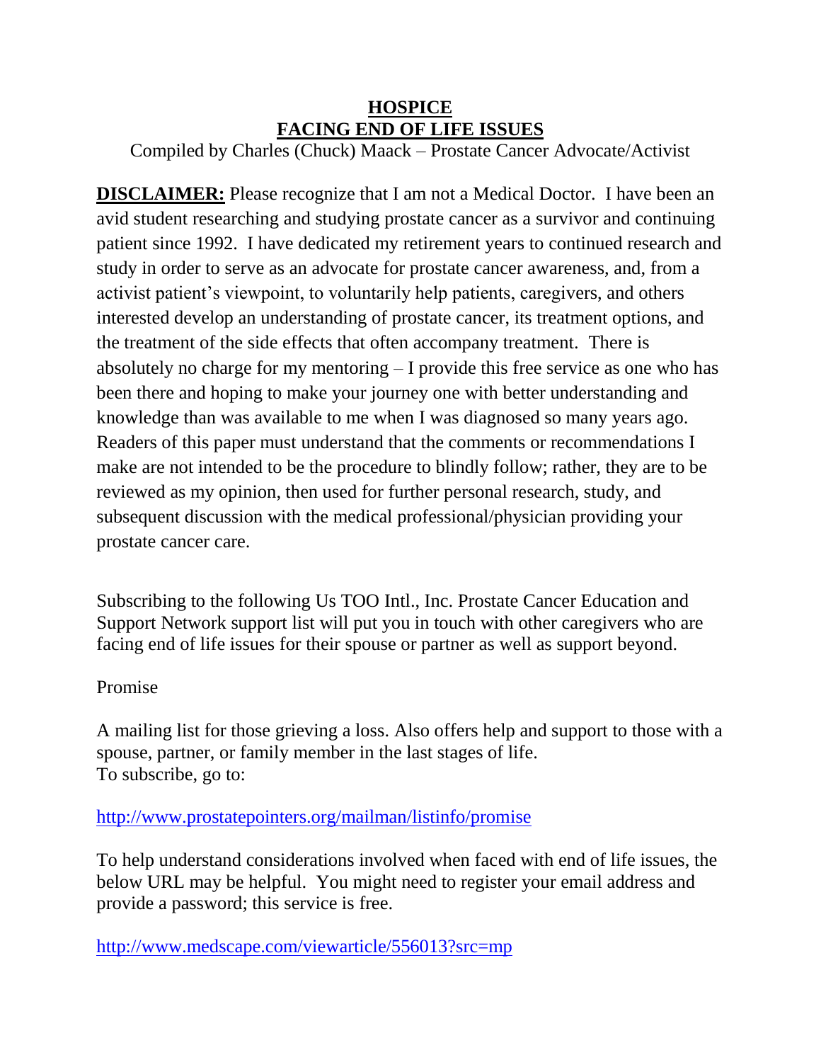# HOSPICE
# FACING END OF LIFE ISSUES

Compiled by Charles (Chuck) Maack – Prostate Cancer Advocate/Activist

**DISCLAIMER:** Please recognize that I am not a Medical Doctor. I have been an avid student researching and studying prostate cancer as a survivor and continuing patient since 1992. I have dedicated my retirement years to continued research and study in order to serve as an advocate for prostate cancer awareness, and, from a activist patient's viewpoint, to voluntarily help patients, caregivers, and others interested develop an understanding of prostate cancer, its treatment options, and the treatment of the side effects that often accompany treatment. There is absolutely no charge for my mentoring – I provide this free service as one who has been there and hoping to make your journey one with better understanding and knowledge than was available to me when I was diagnosed so many years ago. Readers of this paper must understand that the comments or recommendations I make are not intended to be the procedure to blindly follow; rather, they are to be reviewed as my opinion, then used for further personal research, study, and subsequent discussion with the medical professional/physician providing your prostate cancer care.

Subscribing to the following Us TOO Intl., Inc. Prostate Cancer Education and Support Network support list will put you in touch with other caregivers who are facing end of life issues for their spouse or partner as well as support beyond.

Promise

A mailing list for those grieving a loss. Also offers help and support to those with a spouse, partner, or family member in the last stages of life.
To subscribe, go to:

http://www.prostatepointers.org/mailman/listinfo/promise

To help understand considerations involved when faced with end of life issues, the below URL may be helpful. You might need to register your email address and provide a password; this service is free.

http://www.medscape.com/viewarticle/556013?src=mp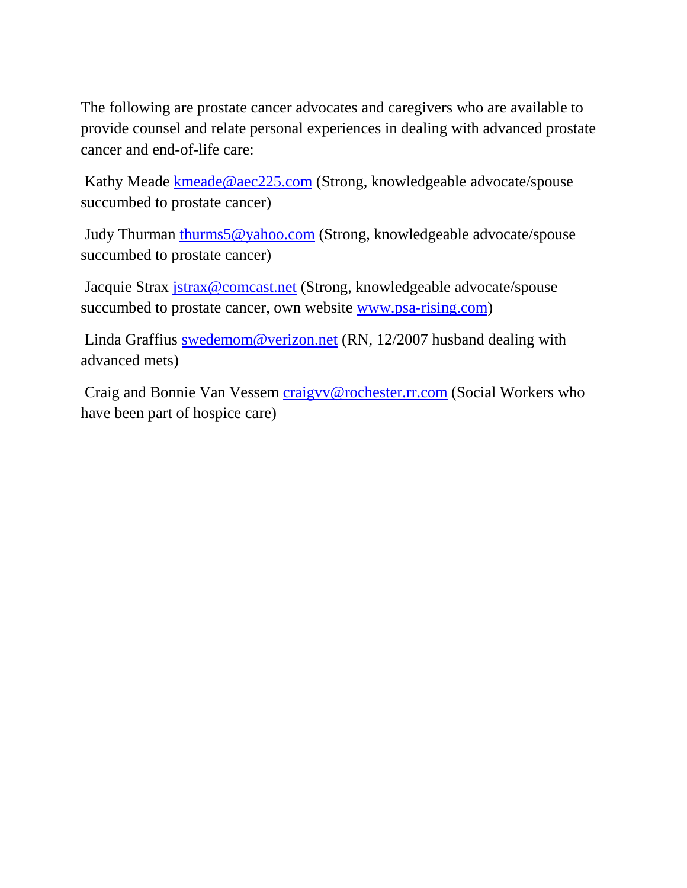The following are prostate cancer advocates and caregivers who are available to provide counsel and relate personal experiences in dealing with advanced prostate cancer and end-of-life care:

Kathy Meade [kmeade@aec225.com](mailto:kmeade@aec225.com) (Strong, knowledgeable advocate/spouse succumbed to prostate cancer)

Judy Thurman [thurms5@yahoo.com](mailto:thurms5@yahoo.com) (Strong, knowledgeable advocate/spouse succumbed to prostate cancer)

Jacquie Strax [jstrax@comcast.net](mailto:jstrax@comcast.net) (Strong, knowledgeable advocate/spouse succumbed to prostate cancer, own website [www.psa-rising.com](http://www.psa-rising.com))

Linda Graffius [swedemom@verizon.net](mailto:swedemom@verizon.net) (RN, 12/2007 husband dealing with advanced mets)

Craig and Bonnie Van Vessem [craigvv@rochester.rr.com](mailto:craigvv@rochester.rr.com) (Social Workers who have been part of hospice care)